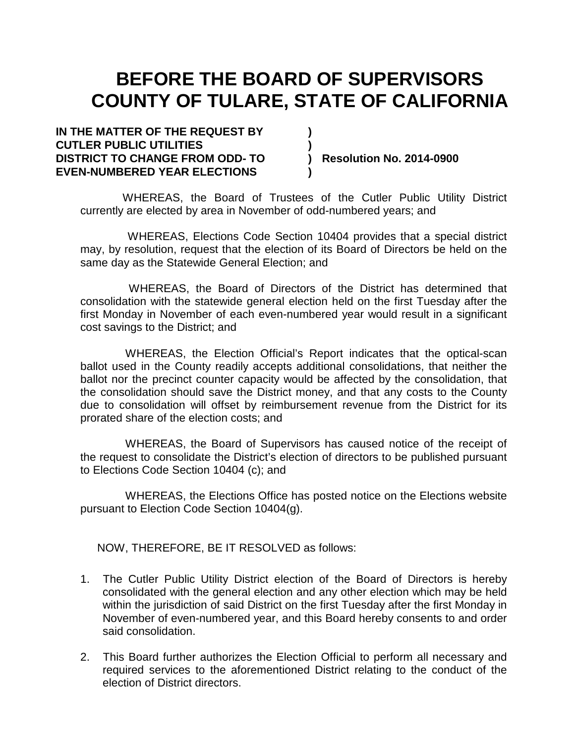# BEFORE THE BOARD OF SUPERVISORS COUNTY OF TULARE, STATE OF CALIFORNIA

**IN THE MATTER OF THE REQUEST BY )**
**CUTLER PUBLIC UTILITIES )**
**DISTRICT TO CHANGE FROM ODD- TO ) Resolution No. 2014-0900**
**EVEN-NUMBERED YEAR ELECTIONS )**

WHEREAS, the Board of Trustees of the Cutler Public Utility District currently are elected by area in November of odd-numbered years; and

WHEREAS, Elections Code Section 10404 provides that a special district may, by resolution, request that the election of its Board of Directors be held on the same day as the Statewide General Election; and

WHEREAS, the Board of Directors of the District has determined that consolidation with the statewide general election held on the first Tuesday after the first Monday in November of each even-numbered year would result in a significant cost savings to the District; and

WHEREAS, the Election Official's Report indicates that the optical-scan ballot used in the County readily accepts additional consolidations, that neither the ballot nor the precinct counter capacity would be affected by the consolidation, that the consolidation should save the District money, and that any costs to the County due to consolidation will offset by reimbursement revenue from the District for its prorated share of the election costs; and

WHEREAS, the Board of Supervisors has caused notice of the receipt of the request to consolidate the District's election of directors to be published pursuant to Elections Code Section 10404 (c); and

WHEREAS, the Elections Office has posted notice on the Elections website pursuant to Election Code Section 10404(g).

NOW, THEREFORE, BE IT RESOLVED as follows:

1. The Cutler Public Utility District election of the Board of Directors is hereby consolidated with the general election and any other election which may be held within the jurisdiction of said District on the first Tuesday after the first Monday in November of even-numbered year, and this Board hereby consents to and order said consolidation.

2. This Board further authorizes the Election Official to perform all necessary and required services to the aforementioned District relating to the conduct of the election of District directors.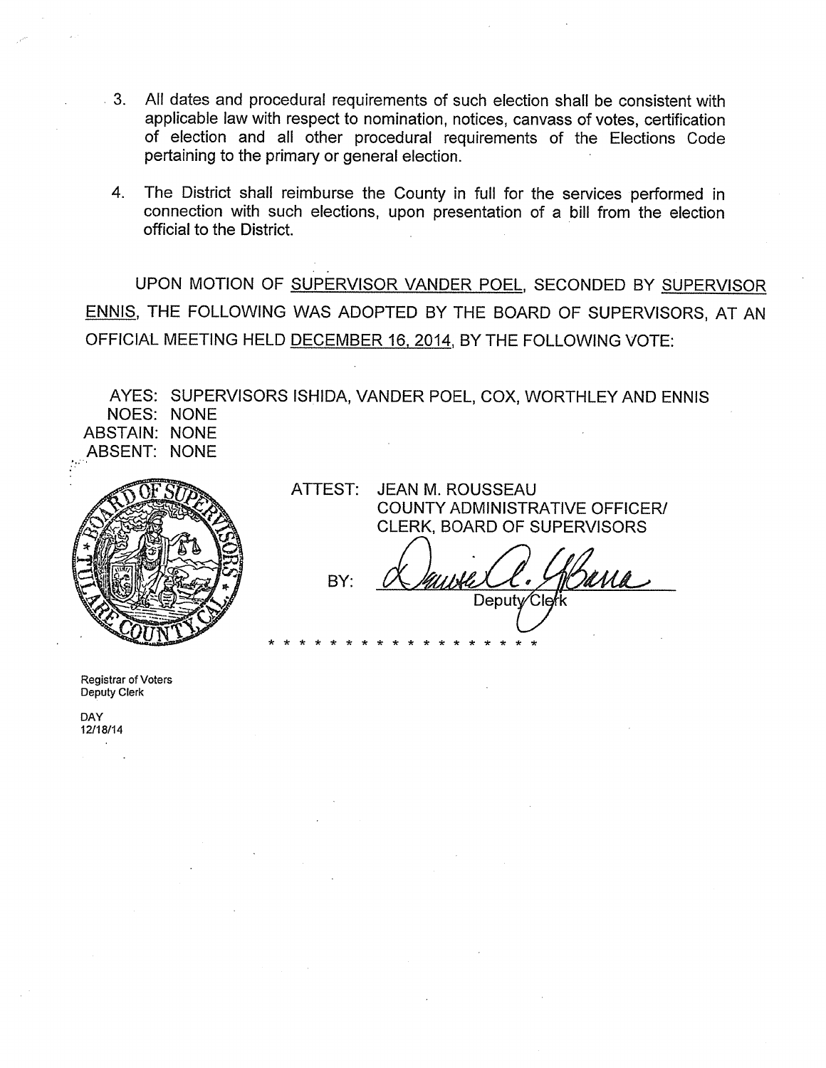3. All dates and procedural requirements of such election shall be consistent with applicable law with respect to nomination, notices, canvass of votes, certification of election and all other procedural requirements of the Elections Code pertaining to the primary or general election.

4. The District shall reimburse the County in full for the services performed in connection with such elections, upon presentation of a bill from the election official to the District.

UPON MOTION OF SUPERVISOR VANDER POEL, SECONDED BY SUPERVISOR ENNIS, THE FOLLOWING WAS ADOPTED BY THE BOARD OF SUPERVISORS, AT AN OFFICIAL MEETING HELD DECEMBER 16, 2014, BY THE FOLLOWING VOTE:

AYES: SUPERVISORS ISHIDA, VANDER POEL, COX, WORTHLEY AND ENNIS
NOES: NONE
ABSTAIN: NONE
ABSENT: NONE

ATTEST: JEAN M. ROUSSEAU
COUNTY ADMINISTRATIVE OFFICER/
CLERK, BOARD OF SUPERVISORS

BY: Deputy Clerk

* * * * * * * * * * * * * * * * * *

Registrar of Voters
Deputy Clerk

DAY
12/18/14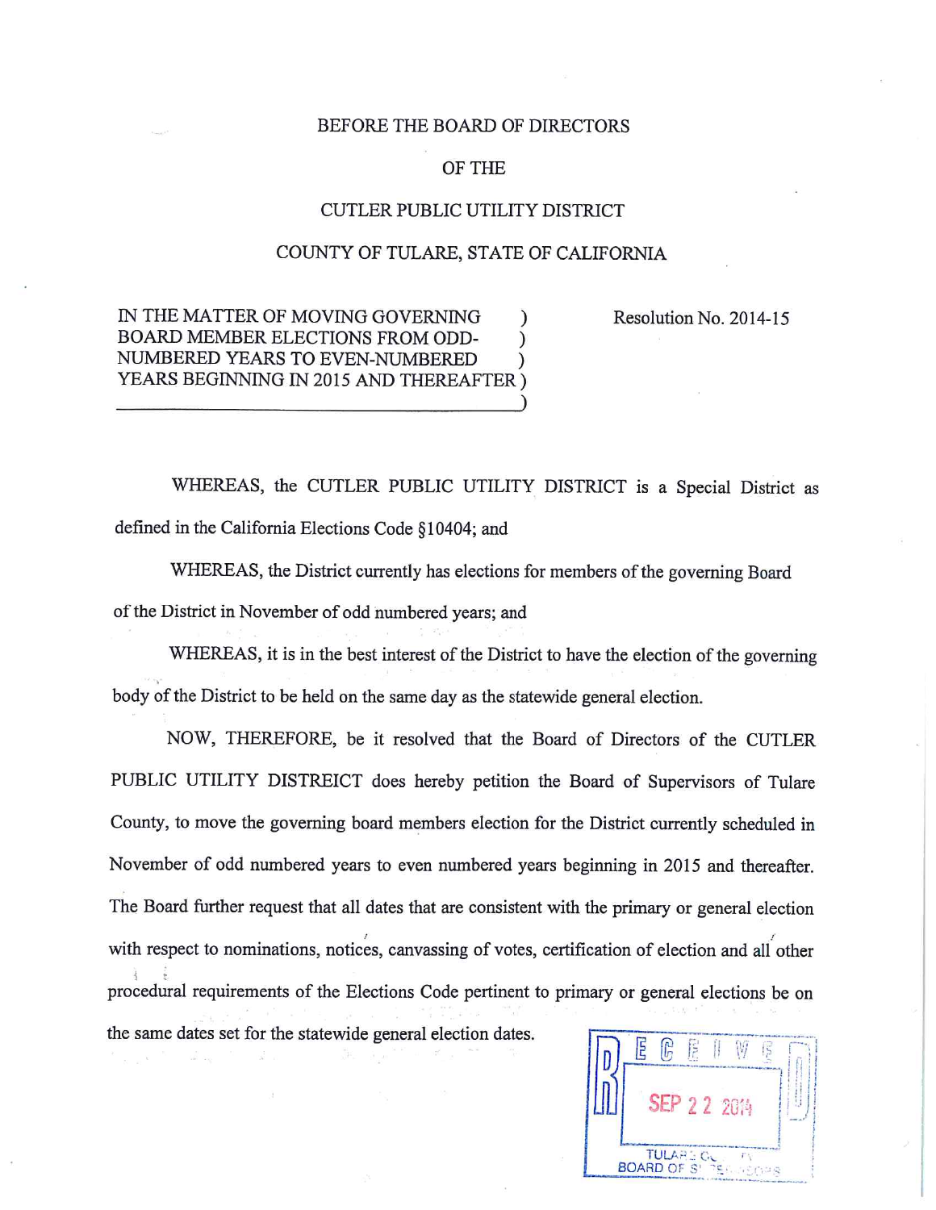BEFORE THE BOARD OF DIRECTORS

OF THE

CUTLER PUBLIC UTILITY DISTRICT

COUNTY OF TULARE, STATE OF CALIFORNIA

| | |
|---|---|
| IN THE MATTER OF MOVING GOVERNING BOARD MEMBER ELECTIONS FROM ODD-NUMBERED YEARS TO EVEN-NUMBERED YEARS BEGINNING IN 2015 AND THEREAFTER | Resolution No. 2014-15 |

WHEREAS, the CUTLER PUBLIC UTILITY DISTRICT is a Special District as defined in the California Elections Code §10404; and

WHEREAS, the District currently has elections for members of the governing Board of the District in November of odd numbered years; and

WHEREAS, it is in the best interest of the District to have the election of the governing body of the District to be held on the same day as the statewide general election.

NOW, THEREFORE, be it resolved that the Board of Directors of the CUTLER PUBLIC UTILITY DISTREICT does hereby petition the Board of Supervisors of Tulare County, to move the governing board members election for the District currently scheduled in November of odd numbered years to even numbered years beginning in 2015 and thereafter. The Board further request that all dates that are consistent with the primary or general election with respect to nominations, notices, canvassing of votes, certification of election and all other procedural requirements of the Elections Code pertinent to primary or general elections be on the same dates set for the statewide general election dates.

RECEIVED
SEP 22 2014
TULARE COUNTY
BOARD OF SUPERVISORS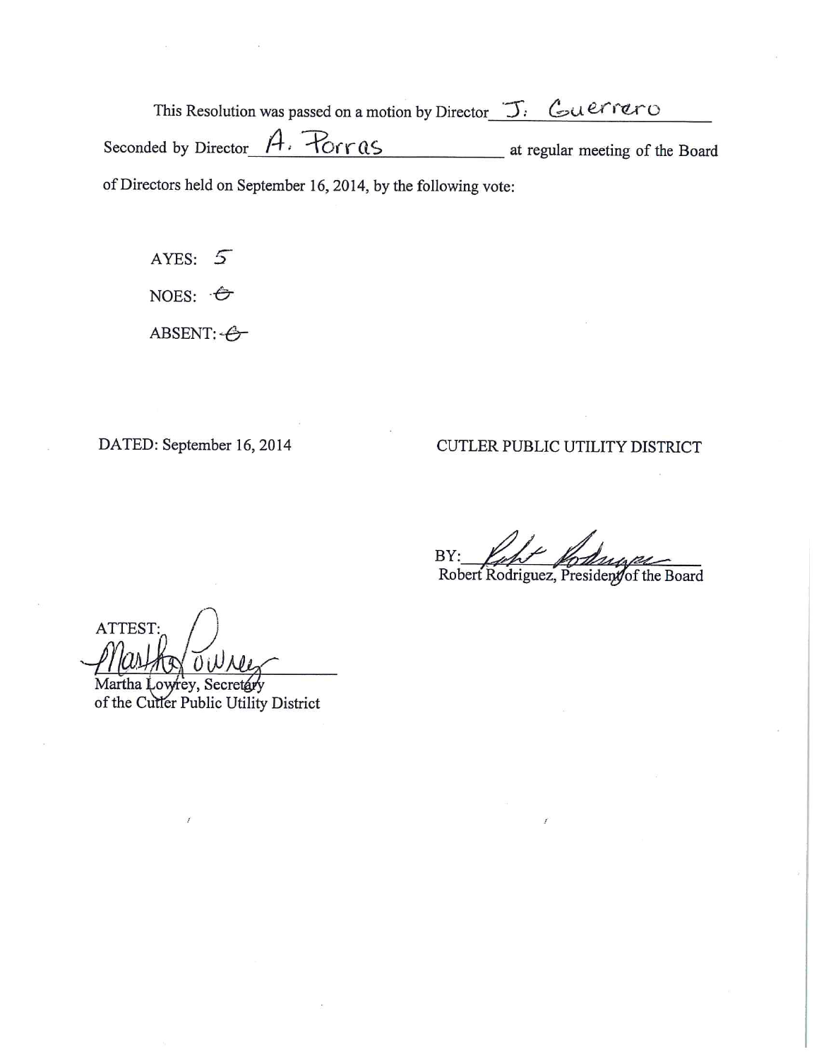This Resolution was passed on a motion by Director J. Guerrero

Seconded by Director A. Porras at regular meeting of the Board of Directors held on September 16, 2014, by the following vote:

AYES: 5

NOES: 0

ABSENT: 0

DATED: September 16, 2014

CUTLER PUBLIC UTILITY DISTRICT

BY: Robert Rodriguez
Robert Rodriguez, President of the Board

ATTEST: Martha Lowrey
Martha Lowrey, Secretary
of the Cutler Public Utility District